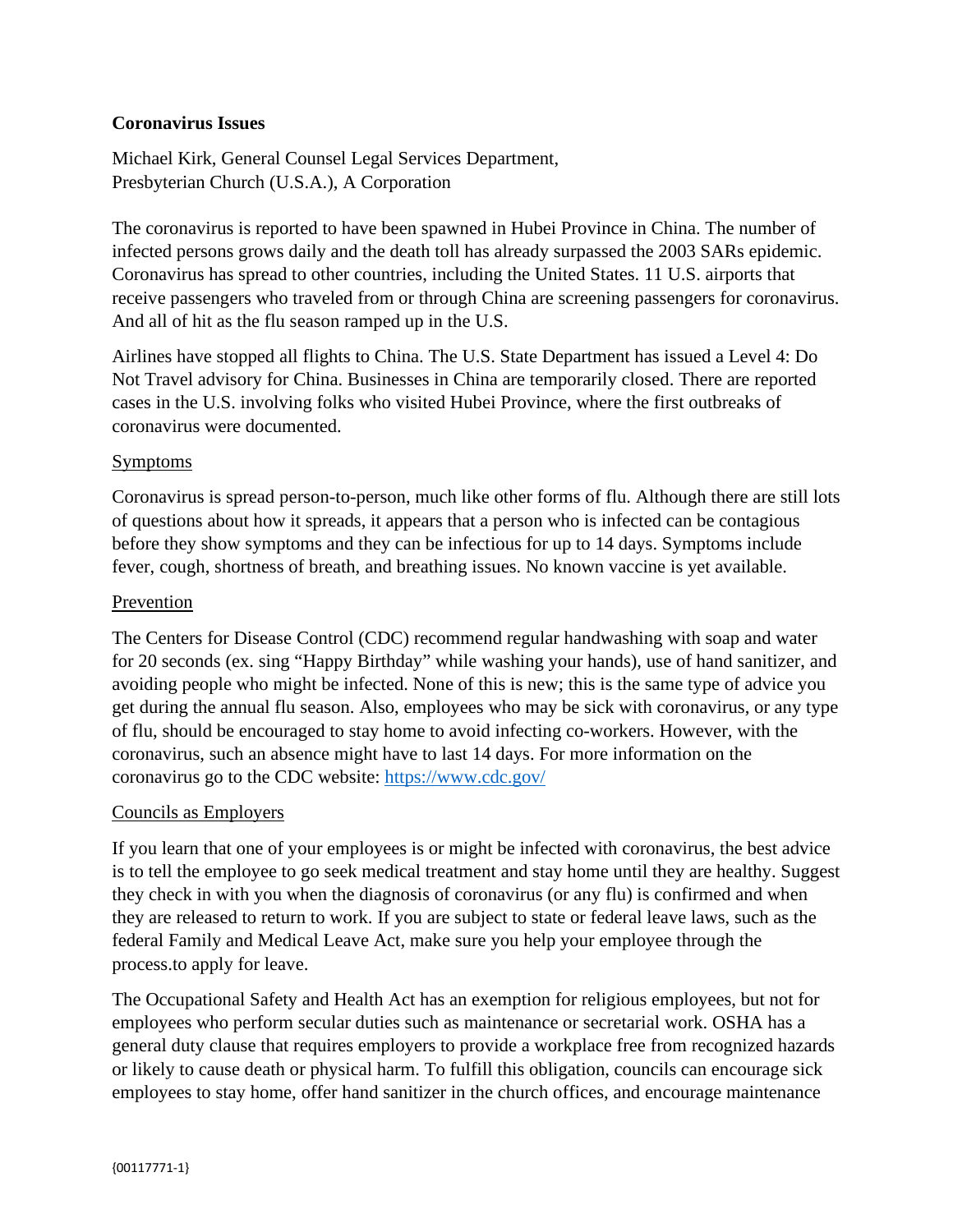**Coronavirus Issues**

Michael Kirk, General Counsel Legal Services Department,
Presbyterian Church (U.S.A.), A Corporation

The coronavirus is reported to have been spawned in Hubei Province in China. The number of infected persons grows daily and the death toll has already surpassed the 2003 SARs epidemic. Coronavirus has spread to other countries, including the United States. 11 U.S. airports that receive passengers who traveled from or through China are screening passengers for coronavirus. And all of hit as the flu season ramped up in the U.S.

Airlines have stopped all flights to China. The U.S. State Department has issued a Level 4: Do Not Travel advisory for China. Businesses in China are temporarily closed. There are reported cases in the U.S. involving folks who visited Hubei Province, where the first outbreaks of coronavirus were documented.

<u>Symptoms</u>

Coronavirus is spread person-to-person, much like other forms of flu. Although there are still lots of questions about how it spreads, it appears that a person who is infected can be contagious before they show symptoms and they can be infectious for up to 14 days. Symptoms include fever, cough, shortness of breath, and breathing issues. No known vaccine is yet available.

<u>Prevention</u>

The Centers for Disease Control (CDC) recommend regular handwashing with soap and water for 20 seconds (ex. sing "Happy Birthday" while washing your hands), use of hand sanitizer, and avoiding people who might be infected. None of this is new; this is the same type of advice you get during the annual flu season. Also, employees who may be sick with coronavirus, or any type of flu, should be encouraged to stay home to avoid infecting co-workers. However, with the coronavirus, such an absence might have to last 14 days. For more information on the coronavirus go to the CDC website: [https://www.cdc.gov/](https://www.cdc.gov/)

<u>Councils as Employers</u>

If you learn that one of your employees is or might be infected with coronavirus, the best advice is to tell the employee to go seek medical treatment and stay home until they are healthy. Suggest they check in with you when the diagnosis of coronavirus (or any flu) is confirmed and when they are released to return to work. If you are subject to state or federal leave laws, such as the federal Family and Medical Leave Act, make sure you help your employee through the process.to apply for leave.

The Occupational Safety and Health Act has an exemption for religious employees, but not for employees who perform secular duties such as maintenance or secretarial work. OSHA has a general duty clause that requires employers to provide a workplace free from recognized hazards or likely to cause death or physical harm. To fulfill this obligation, councils can encourage sick employees to stay home, offer hand sanitizer in the church offices, and encourage maintenance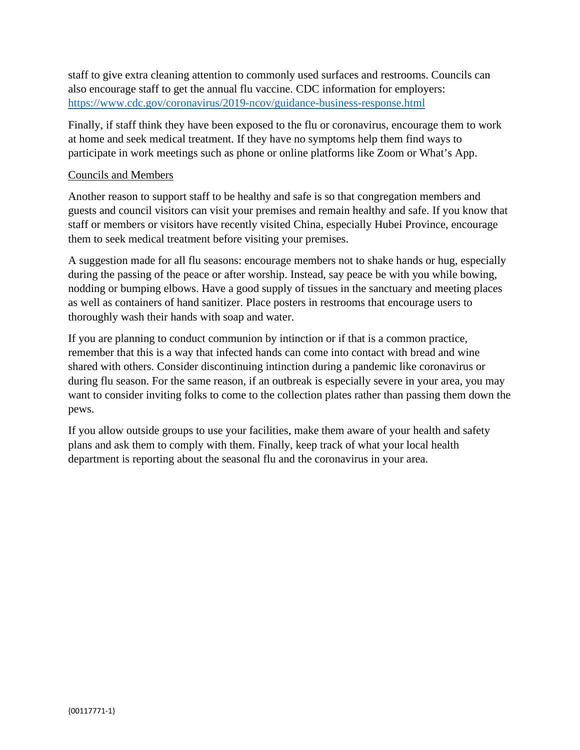staff to give extra cleaning attention to commonly used surfaces and restrooms. Councils can also encourage staff to get the annual flu vaccine. CDC information for employers: https://www.cdc.gov/coronavirus/2019-ncov/guidance-business-response.html

Finally, if staff think they have been exposed to the flu or coronavirus, encourage them to work at home and seek medical treatment. If they have no symptoms help them find ways to participate in work meetings such as phone or online platforms like Zoom or What's App.

Councils and Members

Another reason to support staff to be healthy and safe is so that congregation members and guests and council visitors can visit your premises and remain healthy and safe. If you know that staff or members or visitors have recently visited China, especially Hubei Province, encourage them to seek medical treatment before visiting your premises.

A suggestion made for all flu seasons: encourage members not to shake hands or hug, especially during the passing of the peace or after worship. Instead, say peace be with you while bowing, nodding or bumping elbows. Have a good supply of tissues in the sanctuary and meeting places as well as containers of hand sanitizer. Place posters in restrooms that encourage users to thoroughly wash their hands with soap and water.

If you are planning to conduct communion by intinction or if that is a common practice, remember that this is a way that infected hands can come into contact with bread and wine shared with others. Consider discontinuing intinction during a pandemic like coronavirus or during flu season. For the same reason, if an outbreak is especially severe in your area, you may want to consider inviting folks to come to the collection plates rather than passing them down the pews.

If you allow outside groups to use your facilities, make them aware of your health and safety plans and ask them to comply with them. Finally, keep track of what your local health department is reporting about the seasonal flu and the coronavirus in your area.